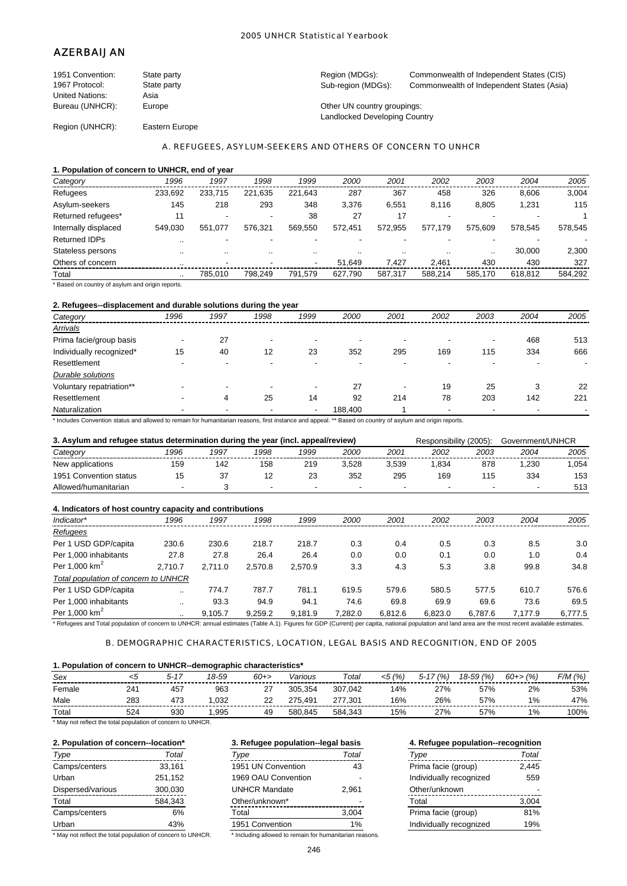# AZERBAIJAN

| | | | |
|---|---|---|---|
| 1951 Convention: | State party | Region (MDGs): | Commonwealth of Independent States (CIS) |
| 1967 Protocol: | State party | Sub-region (MDGs): | Commonwealth of Independent States (Asia) |
| United Nations: | Asia | | |
| Bureau (UNHCR): | Europe | Other UN country groupings: | Landlocked Developing Country |
| Region (UNHCR): | Eastern Europe | | |

## A. REFUGEES, ASYLUM-SEEKERS AND OTHERS OF CONCERN TO UNHCR

### 1. Population of concern to UNHCR, end of year

| Category | 1996 | 1997 | 1998 | 1999 | 2000 | 2001 | 2002 | 2003 | 2004 | 2005 |
|---|---|---|---|---|---|---|---|---|---|---|
| Refugees | 233,692 | 233,715 | 221,635 | 221,643 | 287 | 367 | 458 | 326 | 8,606 | 3,004 |
| Asylum-seekers | 145 | 218 | 293 | 348 | 3,376 | 6,551 | 8,116 | 8,805 | 1,231 | 115 |
| Returned refugees* | 11 | - | - | 38 | 27 | 17 | - | - | - | 1 |
| Internally displaced | 549,030 | 551,077 | 576,321 | 569,550 | 572,451 | 572,955 | 577,179 | 575,609 | 578,545 | 578,545 |
| Returned IDPs | .. | - | - | - | - | - | - | - | - | - |
| Stateless persons | .. | .. | .. | .. | .. | .. | .. | .. | 30,000 | 2,300 |
| Others of concern | .. | - | - | - | 51,649 | 7,427 | 2,461 | 430 | 430 | 327 |
| Total | .. | 785,010 | 798,249 | 791,579 | 627,790 | 587,317 | 588,214 | 585,170 | 618,812 | 584,292 |

* Based on country of asylum and origin reports.

### 2. Refugees--displacement and durable solutions during the year

| Category | 1996 | 1997 | 1998 | 1999 | 2000 | 2001 | 2002 | 2003 | 2004 | 2005 |
|---|---|---|---|---|---|---|---|---|---|---|
| *Arrivals* | | | | | | | | | | |
| Prima facie/group basis | - | 27 | - | - | - | - | - | - | 468 | 513 |
| Individually recognized* | 15 | 40 | 12 | 23 | 352 | 295 | 169 | 115 | 334 | 666 |
| Resettlement | - | - | - | - | - | - | - | - | - | - |
| *Durable solutions* | | | | | | | | | | |
| Voluntary repatriation** | - | - | - | - | 27 | - | 19 | 25 | 3 | 22 |
| Resettlement | - | 4 | 25 | 14 | 92 | 214 | 78 | 203 | 142 | 221 |
| Naturalization | - | - | - | - | 188,400 | 1 | - | - | - | - |

* Includes Convention status and allowed to remain for humanitarian reasons, first instance and appeal. ** Based on country of asylum and origin reports.

### 3. Asylum and refugee status determination during the year (incl. appeal/review)

Responsibility (2005): Government/UNHCR

| Category | 1996 | 1997 | 1998 | 1999 | 2000 | 2001 | 2002 | 2003 | 2004 | 2005 |
|---|---|---|---|---|---|---|---|---|---|---|
| New applications | 159 | 142 | 158 | 219 | 3,528 | 3,539 | 1,834 | 878 | 1,230 | 1,054 |
| 1951 Convention status | 15 | 37 | 12 | 23 | 352 | 295 | 169 | 115 | 334 | 153 |
| Allowed/humanitarian | - | 3 | - | - | - | - | - | - | - | 513 |

### 4. Indicators of host country capacity and contributions

| Indicator* | 1996 | 1997 | 1998 | 1999 | 2000 | 2001 | 2002 | 2003 | 2004 | 2005 |
|---|---|---|---|---|---|---|---|---|---|---|
| *Refugees* | | | | | | | | | | |
| Per 1 USD GDP/capita | 230.6 | 230.6 | 218.7 | 218.7 | 0.3 | 0.4 | 0.5 | 0.3 | 8.5 | 3.0 |
| Per 1,000 inhabitants | 27.8 | 27.8 | 26.4 | 26.4 | 0.0 | 0.0 | 0.1 | 0.0 | 1.0 | 0.4 |
| Per 1,000 $km^2$ | 2,710.7 | 2,711.0 | 2,570.8 | 2,570.9 | 3.3 | 4.3 | 5.3 | 3.8 | 99.8 | 34.8 |
| *Total population of concern to UNHCR* | | | | | | | | | | |
| Per 1 USD GDP/capita | .. | 774.7 | 787.7 | 781.1 | 619.5 | 579.6 | 580.5 | 577.5 | 610.7 | 576.6 |
| Per 1,000 inhabitants | .. | 93.3 | 94.9 | 94.1 | 74.6 | 69.8 | 69.9 | 69.6 | 73.6 | 69.5 |
| Per 1,000 $km^2$ | .. | 9,105.7 | 9,259.2 | 9,181.9 | 7,282.0 | 6,812.6 | 6,823.0 | 6,787.6 | 7,177.9 | 6,777.5 |

* Refugees and Total population of concern to UNHCR: annual estimates (Table A.1). Figures for GDP (Current) per capita, national population and land area are the most recent available estimates.

## B. DEMOGRAPHIC CHARACTERISTICS, LOCATION, LEGAL BASIS AND RECOGNITION, END OF 2005

### 1. Population of concern to UNHCR--demographic characteristics*

| Sex | <5 | 5-17 | 18-59 | 60+> | Various | Total | <5 (%) | 5-17 (%) | 18-59 (%) | 60+> (%) | F/M (%) |
|---|---|---|---|---|---|---|---|---|---|---|---|
| Female | 241 | 457 | 963 | 27 | 305,354 | 307,042 | 14% | 27% | 57% | 2% | 53% |
| Male | 283 | 473 | 1,032 | 22 | 275,491 | 277,301 | 16% | 26% | 57% | 1% | 47% |
| Total | 524 | 930 | 1,995 | 49 | 580,845 | 584,343 | 15% | 27% | 57% | 1% | 100% |

* May not reflect the total population of concern to UNHCR.

### 2. Population of concern--location*

| Type | Total |
|---|---|
| Camps/centers | 33,161 |
| Urban | 251,152 |
| Dispersed/various | 300,030 |
| Total | 584,343 |
| Camps/centers | 6% |
| Urban | 43% |

* May not reflect the total population of concern to UNHCR.

### 3. Refugee population--legal basis

| Type | Total |
|---|---|
| 1951 UN Convention | 43 |
| 1969 OAU Convention | - |
| UNHCR Mandate | 2,961 |
| Other/unknown* | - |
| Total | 3,004 |
| 1951 Convention | 1% |

* Including allowed to remain for humanitarian reasons.

### 4. Refugee population--recognition

| Type | Total |
|---|---|
| Prima facie (group) | 2,445 |
| Individually recognized | 559 |
| Other/unknown | - |
| Total | 3,004 |
| Prima facie (group) | 81% |
| Individually recognized | 19% |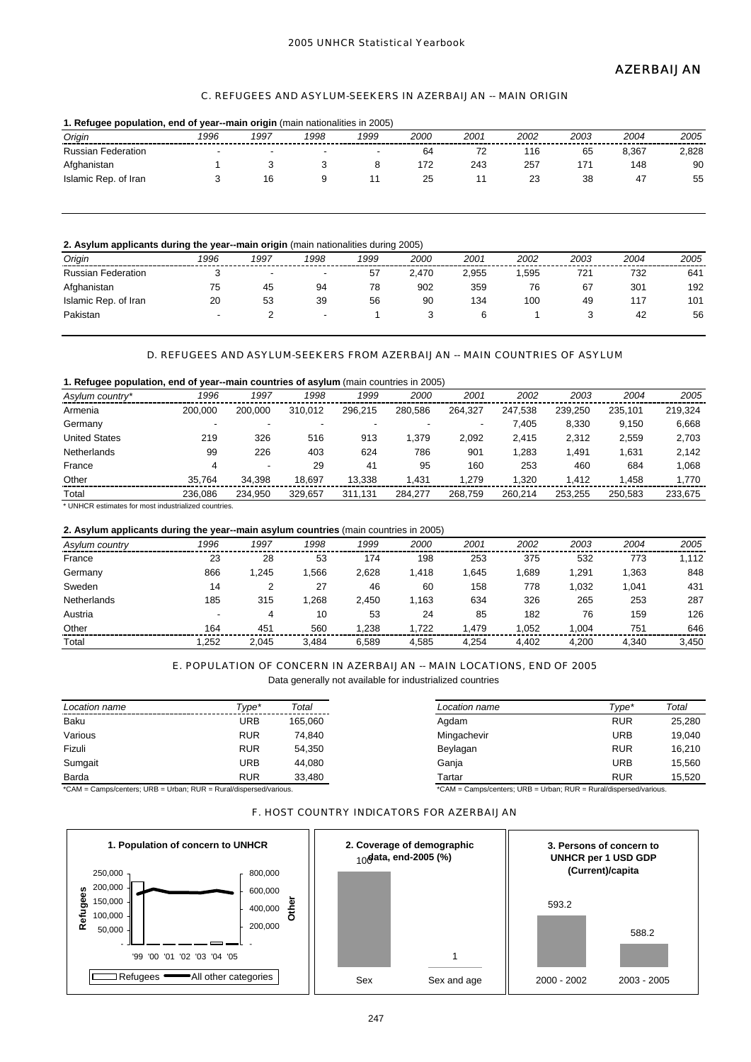# AZERBAIJAN

## C. REFUGEES AND ASYLUM-SEEKERS IN AZERBAIJAN -- MAIN ORIGIN

**1. Refugee population, end of year--main origin** (main nationalities in 2005)

| *Origin* | *1996* | *1997* | *1998* | *1999* | *2000* | *2001* | *2002* | *2003* | *2004* | *2005* |
|---|---|---|---|---|---|---|---|---|---|---|
| Russian Federation | - | - | - | - | 64 | 72 | 116 | 65 | 8,367 | 2,828 |
| Afghanistan | 1 | 3 | 3 | 8 | 172 | 243 | 257 | 171 | 148 | 90 |
| Islamic Rep. of Iran | 3 | 16 | 9 | 11 | 25 | 11 | 23 | 38 | 47 | 55 |

**2. Asylum applicants during the year--main origin** (main nationalities during 2005)

| *Origin* | *1996* | *1997* | *1998* | *1999* | *2000* | *2001* | *2002* | *2003* | *2004* | *2005* |
|---|---|---|---|---|---|---|---|---|---|---|
| Russian Federation | 3 | - | - | 57 | 2,470 | 2,955 | 1,595 | 721 | 732 | 641 |
| Afghanistan | 75 | 45 | 94 | 78 | 902 | 359 | 76 | 67 | 301 | 192 |
| Islamic Rep. of Iran | 20 | 53 | 39 | 56 | 90 | 134 | 100 | 49 | 117 | 101 |
| Pakistan | - | 2 | - | 1 | 3 | 6 | 1 | 3 | 42 | 56 |

## D. REFUGEES AND ASYLUM-SEEKERS FROM AZERBAIJAN -- MAIN COUNTRIES OF ASYLUM

**1. Refugee population, end of year--main countries of asylum** (main countries in 2005)

| *Asylum country** | *1996* | *1997* | *1998* | *1999* | *2000* | *2001* | *2002* | *2003* | *2004* | *2005* |
|---|---|---|---|---|---|---|---|---|---|---|
| Armenia | 200,000 | 200,000 | 310,012 | 296,215 | 280,586 | 264,327 | 247,538 | 239,250 | 235,101 | 219,324 |
| Germany | - | - | - | - | - | - | 7,405 | 8,330 | 9,150 | 6,668 |
| United States | 219 | 326 | 516 | 913 | 1,379 | 2,092 | 2,415 | 2,312 | 2,559 | 2,703 |
| Netherlands | 99 | 226 | 403 | 624 | 786 | 901 | 1,283 | 1,491 | 1,631 | 2,142 |
| France | 4 | - | 29 | 41 | 95 | 160 | 253 | 460 | 684 | 1,068 |
| Other | 35,764 | 34,398 | 18,697 | 13,338 | 1,431 | 1,279 | 1,320 | 1,412 | 1,458 | 1,770 |
| Total | 236,086 | 234,950 | 329,657 | 311,131 | 284,277 | 268,759 | 260,214 | 253,255 | 250,583 | 233,675 |

* UNHCR estimates for most industrialized countries.

**2. Asylum applicants during the year--main asylum countries** (main countries in 2005)

| *Asylum country* | *1996* | *1997* | *1998* | *1999* | *2000* | *2001* | *2002* | *2003* | *2004* | *2005* |
|---|---|---|---|---|---|---|---|---|---|---|
| France | 23 | 28 | 53 | 174 | 198 | 253 | 375 | 532 | 773 | 1,112 |
| Germany | 866 | 1,245 | 1,566 | 2,628 | 1,418 | 1,645 | 1,689 | 1,291 | 1,363 | 848 |
| Sweden | 14 | 2 | 27 | 46 | 60 | 158 | 778 | 1,032 | 1,041 | 431 |
| Netherlands | 185 | 315 | 1,268 | 2,450 | 1,163 | 634 | 326 | 265 | 253 | 287 |
| Austria | - | 4 | 10 | 53 | 24 | 85 | 182 | 76 | 159 | 126 |
| Other | 164 | 451 | 560 | 1,238 | 1,722 | 1,479 | 1,052 | 1,004 | 751 | 646 |
| Total | 1,252 | 2,045 | 3,484 | 6,589 | 4,585 | 4,254 | 4,402 | 4,200 | 4,340 | 3,450 |

## E. POPULATION OF CONCERN IN AZERBAIJAN -- MAIN LOCATIONS, END OF 2005

Data generally not available for industrialized countries

| *Location name* | *Type** | *Total* |
|---|---|---|
| Baku | URB | 165,060 |
| Various | RUR | 74,840 |
| Fizuli | RUR | 54,350 |
| Sumgait | URB | 44,080 |
| Barda | RUR | 33,480 |

*CAM = Camps/centers; URB = Urban; RUR = Rural/dispersed/various.

| *Location name* | *Type** | *Total* |
|---|---|---|
| Agdam | RUR | 25,280 |
| Mingachevir | URB | 19,040 |
| Beylagan | RUR | 16,210 |
| Ganja | URB | 15,560 |
| Tartar | RUR | 15,520 |

*CAM = Camps/centers; URB = Urban; RUR = Rural/dispersed/various.

## F. HOST COUNTRY INDICATORS FOR AZERBAIJAN

**1. Population of concern to UNHCR**

Refugees

250,000
200,000
150,000
100,000
50,000
-

Other

800,000
600,000
400,000
200,000
-

'99 '00 '01 '02 '03 '04 '05

Refugees — All other categories

**2. Coverage of demographic data, end-2005 (%)**

100

1

Sex — Sex and age

**3. Persons of concern to UNHCR per 1 USD GDP (Current)/capita**

593.2

588.2

2000 - 2002 — 2003 - 2005